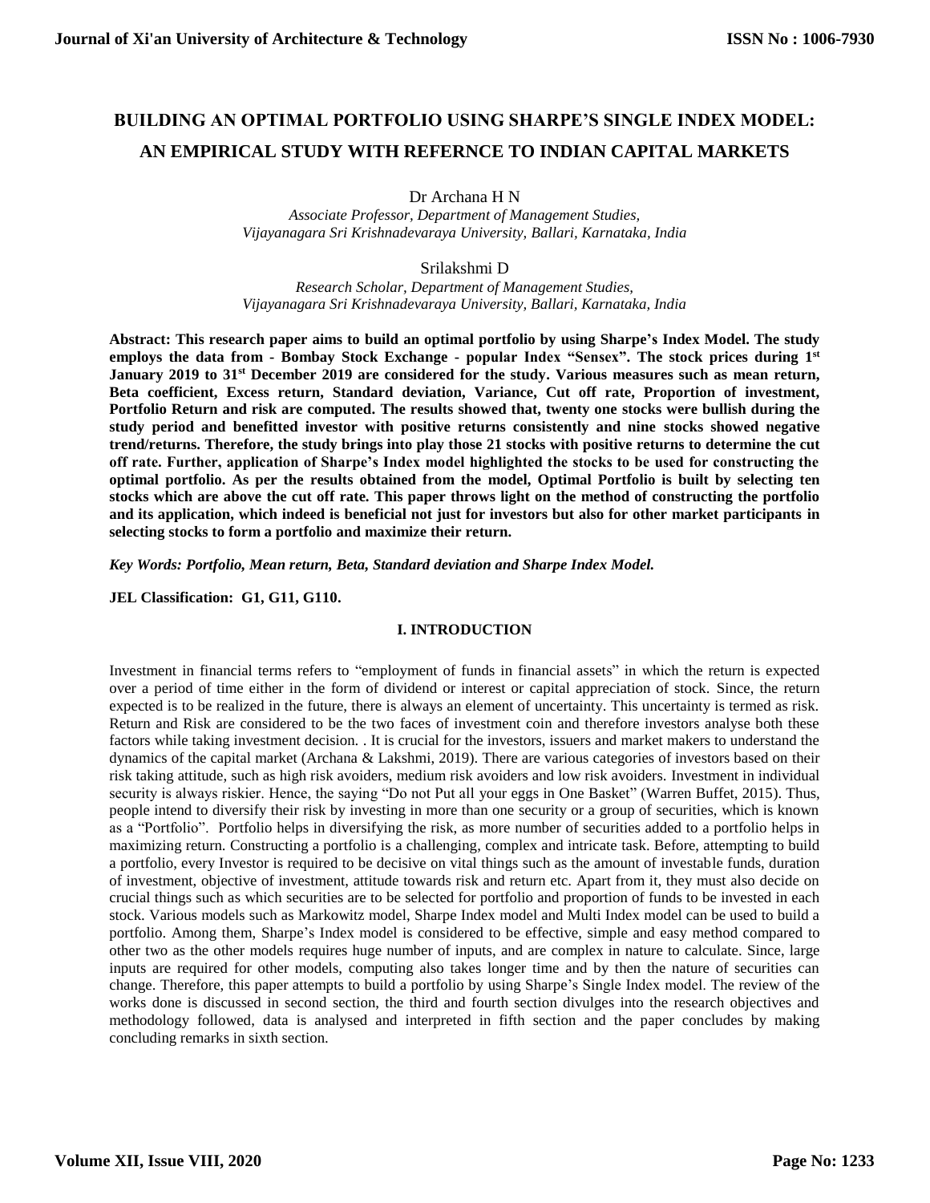# BUILDING AN OPTIMAL PORTFOLIO USING SHARPE'S SINGLE INDEX MODEL: AN EMPIRICAL STUDY WITH REFERNCE TO INDIAN CAPITAL MARKETS

Dr Archana H N

*Associate Professor, Department of Management Studies, Vijayanagara Sri Krishnadevaraya University, Ballari, Karnataka, India*

Srilakshmi D

*Research Scholar, Department of Management Studies, Vijayanagara Sri Krishnadevaraya University, Ballari, Karnataka, India*

**Abstract: This research paper aims to build an optimal portfolio by using Sharpe's Index Model. The study employs the data from - Bombay Stock Exchange - popular Index "Sensex". The stock prices during 1st January 2019 to 31st December 2019 are considered for the study. Various measures such as mean return, Beta coefficient, Excess return, Standard deviation, Variance, Cut off rate, Proportion of investment, Portfolio Return and risk are computed. The results showed that, twenty one stocks were bullish during the study period and benefitted investor with positive returns consistently and nine stocks showed negative trend/returns. Therefore, the study brings into play those 21 stocks with positive returns to determine the cut off rate. Further, application of Sharpe's Index model highlighted the stocks to be used for constructing the optimal portfolio. As per the results obtained from the model, Optimal Portfolio is built by selecting ten stocks which are above the cut off rate. This paper throws light on the method of constructing the portfolio and its application, which indeed is beneficial not just for investors but also for other market participants in selecting stocks to form a portfolio and maximize their return.**

***Key Words: Portfolio, Mean return, Beta, Standard deviation and Sharpe Index Model.***

**JEL Classification: G1, G11, G110.**

## I. INTRODUCTION

Investment in financial terms refers to "employment of funds in financial assets" in which the return is expected over a period of time either in the form of dividend or interest or capital appreciation of stock. Since, the return expected is to be realized in the future, there is always an element of uncertainty. This uncertainty is termed as risk. Return and Risk are considered to be the two faces of investment coin and therefore investors analyse both these factors while taking investment decision. . It is crucial for the investors, issuers and market makers to understand the dynamics of the capital market (Archana & Lakshmi, 2019). There are various categories of investors based on their risk taking attitude, such as high risk avoiders, medium risk avoiders and low risk avoiders. Investment in individual security is always riskier. Hence, the saying "Do not Put all your eggs in One Basket" (Warren Buffet, 2015). Thus, people intend to diversify their risk by investing in more than one security or a group of securities, which is known as a "Portfolio". Portfolio helps in diversifying the risk, as more number of securities added to a portfolio helps in maximizing return. Constructing a portfolio is a challenging, complex and intricate task. Before, attempting to build a portfolio, every Investor is required to be decisive on vital things such as the amount of investable funds, duration of investment, objective of investment, attitude towards risk and return etc. Apart from it, they must also decide on crucial things such as which securities are to be selected for portfolio and proportion of funds to be invested in each stock. Various models such as Markowitz model, Sharpe Index model and Multi Index model can be used to build a portfolio. Among them, Sharpe's Index model is considered to be effective, simple and easy method compared to other two as the other models requires huge number of inputs, and are complex in nature to calculate. Since, large inputs are required for other models, computing also takes longer time and by then the nature of securities can change. Therefore, this paper attempts to build a portfolio by using Sharpe's Single Index model. The review of the works done is discussed in second section, the third and fourth section divulges into the research objectives and methodology followed, data is analysed and interpreted in fifth section and the paper concludes by making concluding remarks in sixth section.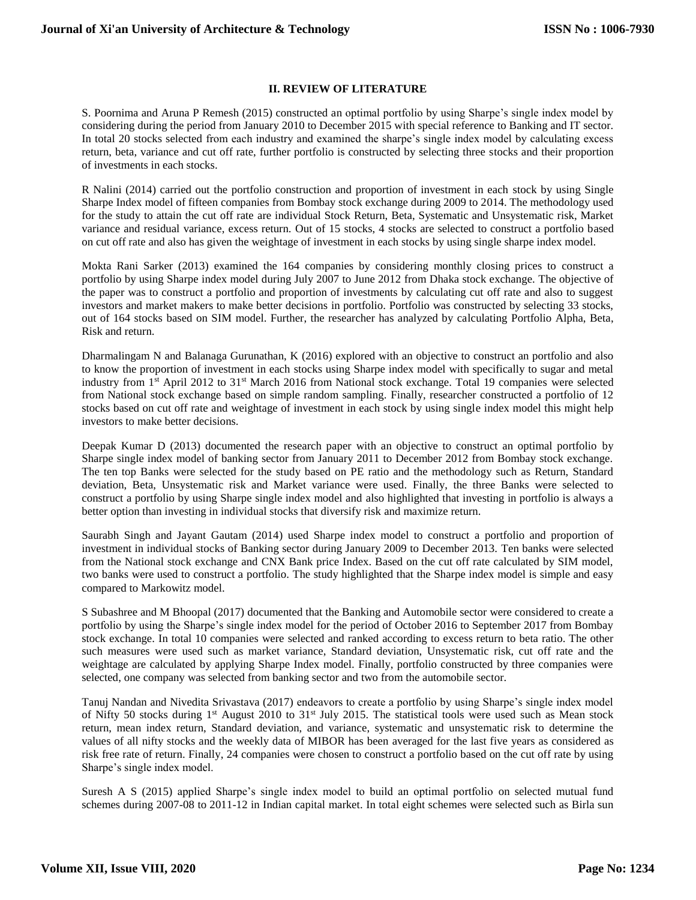## II. REVIEW OF LITERATURE

S. Poornima and Aruna P Remesh (2015) constructed an optimal portfolio by using Sharpe's single index model by considering during the period from January 2010 to December 2015 with special reference to Banking and IT sector. In total 20 stocks selected from each industry and examined the sharpe's single index model by calculating excess return, beta, variance and cut off rate, further portfolio is constructed by selecting three stocks and their proportion of investments in each stocks.

R Nalini (2014) carried out the portfolio construction and proportion of investment in each stock by using Single Sharpe Index model of fifteen companies from Bombay stock exchange during 2009 to 2014. The methodology used for the study to attain the cut off rate are individual Stock Return, Beta, Systematic and Unsystematic risk, Market variance and residual variance, excess return. Out of 15 stocks, 4 stocks are selected to construct a portfolio based on cut off rate and also has given the weightage of investment in each stocks by using single sharpe index model.

Mokta Rani Sarker (2013) examined the 164 companies by considering monthly closing prices to construct a portfolio by using Sharpe index model during July 2007 to June 2012 from Dhaka stock exchange. The objective of the paper was to construct a portfolio and proportion of investments by calculating cut off rate and also to suggest investors and market makers to make better decisions in portfolio. Portfolio was constructed by selecting 33 stocks, out of 164 stocks based on SIM model. Further, the researcher has analyzed by calculating Portfolio Alpha, Beta, Risk and return.

Dharmalingam N and Balanaga Gurunathan, K (2016) explored with an objective to construct an portfolio and also to know the proportion of investment in each stocks using Sharpe index model with specifically to sugar and metal industry from 1st April 2012 to 31st March 2016 from National stock exchange. Total 19 companies were selected from National stock exchange based on simple random sampling. Finally, researcher constructed a portfolio of 12 stocks based on cut off rate and weightage of investment in each stock by using single index model this might help investors to make better decisions.

Deepak Kumar D (2013) documented the research paper with an objective to construct an optimal portfolio by Sharpe single index model of banking sector from January 2011 to December 2012 from Bombay stock exchange. The ten top Banks were selected for the study based on PE ratio and the methodology such as Return, Standard deviation, Beta, Unsystematic risk and Market variance were used. Finally, the three Banks were selected to construct a portfolio by using Sharpe single index model and also highlighted that investing in portfolio is always a better option than investing in individual stocks that diversify risk and maximize return.

Saurabh Singh and Jayant Gautam (2014) used Sharpe index model to construct a portfolio and proportion of investment in individual stocks of Banking sector during January 2009 to December 2013. Ten banks were selected from the National stock exchange and CNX Bank price Index. Based on the cut off rate calculated by SIM model, two banks were used to construct a portfolio. The study highlighted that the Sharpe index model is simple and easy compared to Markowitz model.

S Subashree and M Bhoopal (2017) documented that the Banking and Automobile sector were considered to create a portfolio by using the Sharpe's single index model for the period of October 2016 to September 2017 from Bombay stock exchange. In total 10 companies were selected and ranked according to excess return to beta ratio. The other such measures were used such as market variance, Standard deviation, Unsystematic risk, cut off rate and the weightage are calculated by applying Sharpe Index model. Finally, portfolio constructed by three companies were selected, one company was selected from banking sector and two from the automobile sector.

Tanuj Nandan and Nivedita Srivastava (2017) endeavors to create a portfolio by using Sharpe's single index model of Nifty 50 stocks during 1st August 2010 to 31st July 2015. The statistical tools were used such as Mean stock return, mean index return, Standard deviation, and variance, systematic and unsystematic risk to determine the values of all nifty stocks and the weekly data of MIBOR has been averaged for the last five years as considered as risk free rate of return. Finally, 24 companies were chosen to construct a portfolio based on the cut off rate by using Sharpe's single index model.

Suresh A S (2015) applied Sharpe's single index model to build an optimal portfolio on selected mutual fund schemes during 2007-08 to 2011-12 in Indian capital market. In total eight schemes were selected such as Birla sun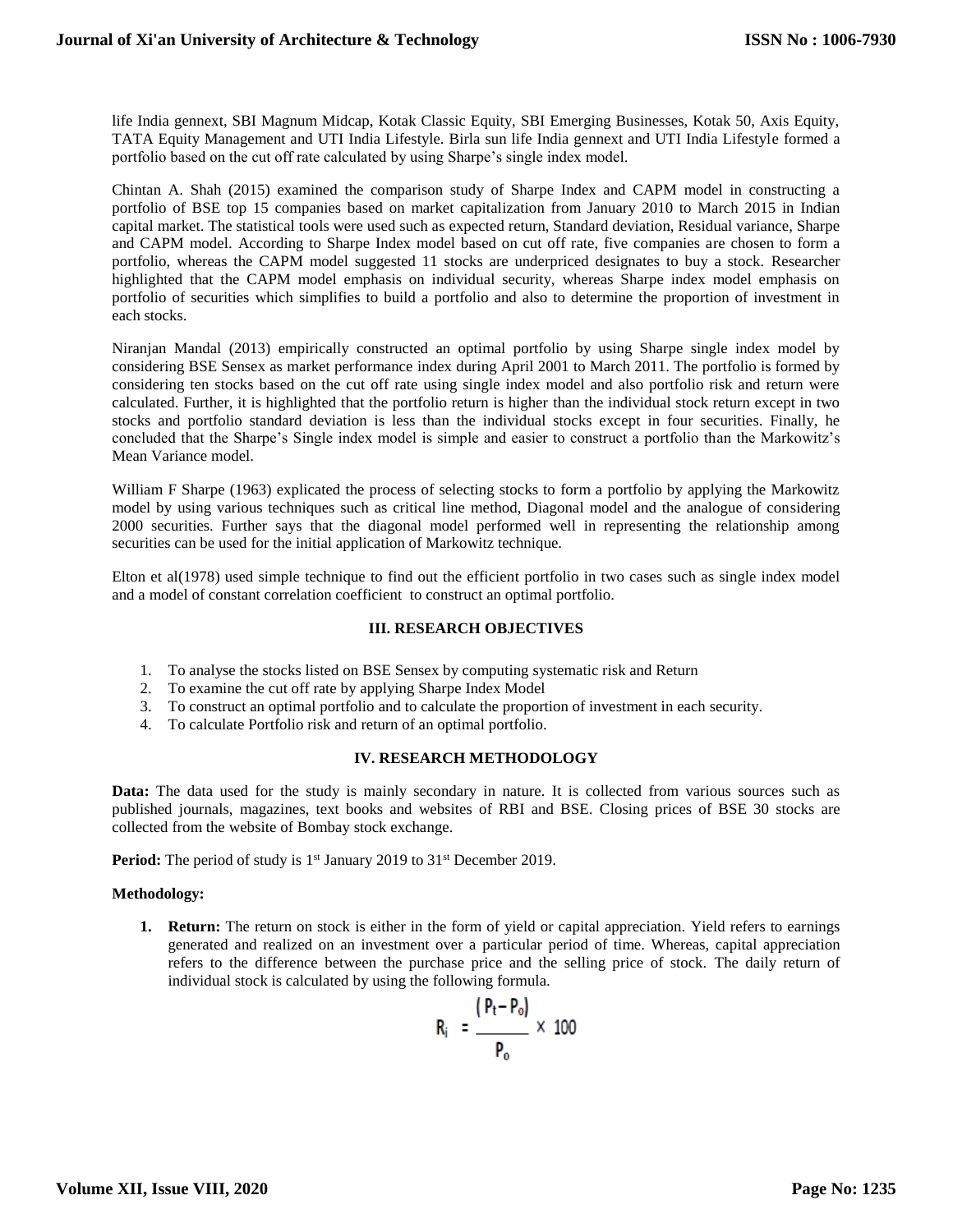life India gennext, SBI Magnum Midcap, Kotak Classic Equity, SBI Emerging Businesses, Kotak 50, Axis Equity, TATA Equity Management and UTI India Lifestyle. Birla sun life India gennext and UTI India Lifestyle formed a portfolio based on the cut off rate calculated by using Sharpe's single index model.

Chintan A. Shah (2015) examined the comparison study of Sharpe Index and CAPM model in constructing a portfolio of BSE top 15 companies based on market capitalization from January 2010 to March 2015 in Indian capital market. The statistical tools were used such as expected return, Standard deviation, Residual variance, Sharpe and CAPM model. According to Sharpe Index model based on cut off rate, five companies are chosen to form a portfolio, whereas the CAPM model suggested 11 stocks are underpriced designates to buy a stock. Researcher highlighted that the CAPM model emphasis on individual security, whereas Sharpe index model emphasis on portfolio of securities which simplifies to build a portfolio and also to determine the proportion of investment in each stocks.

Niranjan Mandal (2013) empirically constructed an optimal portfolio by using Sharpe single index model by considering BSE Sensex as market performance index during April 2001 to March 2011. The portfolio is formed by considering ten stocks based on the cut off rate using single index model and also portfolio risk and return were calculated. Further, it is highlighted that the portfolio return is higher than the individual stock return except in two stocks and portfolio standard deviation is less than the individual stocks except in four securities. Finally, he concluded that the Sharpe's Single index model is simple and easier to construct a portfolio than the Markowitz's Mean Variance model.

William F Sharpe (1963) explicated the process of selecting stocks to form a portfolio by applying the Markowitz model by using various techniques such as critical line method, Diagonal model and the analogue of considering 2000 securities. Further says that the diagonal model performed well in representing the relationship among securities can be used for the initial application of Markowitz technique.

Elton et al(1978) used simple technique to find out the efficient portfolio in two cases such as single index model and a model of constant correlation coefficient to construct an optimal portfolio.

## III. RESEARCH OBJECTIVES

1. To analyse the stocks listed on BSE Sensex by computing systematic risk and Return
2. To examine the cut off rate by applying Sharpe Index Model
3. To construct an optimal portfolio and to calculate the proportion of investment in each security.
4. To calculate Portfolio risk and return of an optimal portfolio.

## IV. RESEARCH METHODOLOGY

**Data:** The data used for the study is mainly secondary in nature. It is collected from various sources such as published journals, magazines, text books and websites of RBI and BSE. Closing prices of BSE 30 stocks are collected from the website of Bombay stock exchange.

**Period:** The period of study is 1st January 2019 to 31st December 2019.

**Methodology:**

1. **Return:** The return on stock is either in the form of yield or capital appreciation. Yield refers to earnings generated and realized on an investment over a particular period of time. Whereas, capital appreciation refers to the difference between the purchase price and the selling price of stock. The daily return of individual stock is calculated by using the following formula.

$$R_i = \frac{(P_t - P_o)}{P_o} \times 100$$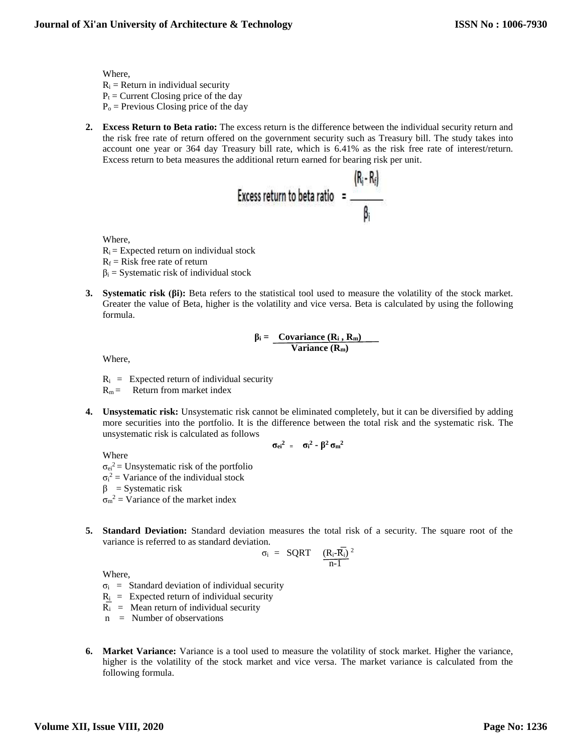Where,
$R_i$ = Return in individual security
$P_t$ = Current Closing price of the day
$P_o$ = Previous Closing price of the day

2. **Excess Return to Beta ratio:** The excess return is the difference between the individual security return and the risk free rate of return offered on the government security such as Treasury bill. The study takes into account one year or 364 day Treasury bill rate, which is 6.41% as the risk free rate of interest/return. Excess return to beta measures the additional return earned for bearing risk per unit.

$$\text{Excess return to beta ratio} = \frac{(R_i - R_f)}{\beta_i}$$

Where,
$R_i$ = Expected return on individual stock
$R_f$ = Risk free rate of return
$\beta_i$ = Systematic risk of individual stock

3. **Systematic risk ($\beta i$):** Beta refers to the statistical tool used to measure the volatility of the stock market. Greater the value of Beta, higher is the volatility and vice versa. Beta is calculated by using the following formula.

$$\beta_i = \frac{\text{Covariance } (R_i, R_m)}{\text{Variance } (R_m)}$$

Where,

$R_i$ = Expected return of individual security
$R_m$ = Return from market index

4. **Unsystematic risk:** Unsystematic risk cannot be eliminated completely, but it can be diversified by adding more securities into the portfolio. It is the difference between the total risk and the systematic risk. The unsystematic risk is calculated as follows

$$\sigma_{ei}^2 = \sigma_i^2 - \beta^2 \sigma_m^2$$

Where
$\sigma_{ei}^2$ = Unsystematic risk of the portfolio
$\sigma_i^2$ = Variance of the individual stock
$\beta$ = Systematic risk
$\sigma_m^2$ = Variance of the market index

5. **Standard Deviation:** Standard deviation measures the total risk of a security. The square root of the variance is referred to as standard deviation.

$$\sigma_i = \text{SQRT} \quad \frac{(R_i - \overline{R}_i)^2}{n-1}$$

Where,
$\sigma_i$ = Standard deviation of individual security
$R_i$ = Expected return of individual security
$\overline{R}_i$ = Mean return of individual security
n = Number of observations

6. **Market Variance:** Variance is a tool used to measure the volatility of stock market. Higher the variance, higher is the volatility of the stock market and vice versa. The market variance is calculated from the following formula.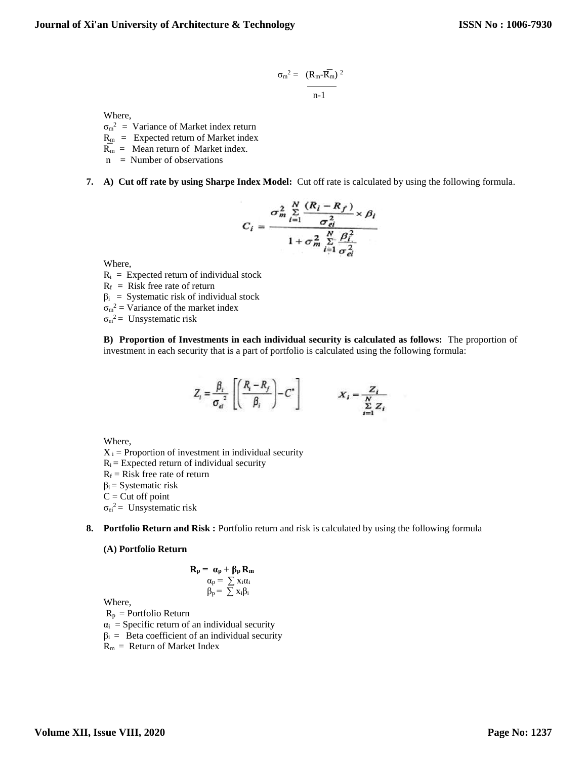$$\sigma_m^2 = \frac{(R_m - \overline{R}_m)^2}{n-1}$$

Where,

$\sigma_m^2$ = Variance of Market index return

$R_m$ = Expected return of Market index

$\overline{R}_m$ = Mean return of Market index.

n = Number of observations

**7. A) Cut off rate by using Sharpe Index Model:** Cut off rate is calculated by using the following formula.

$$C_i = \frac{\sigma_m^2 \sum_{i=1}^{N} \frac{(R_i - R_f)}{\sigma_{ei}^2} \times \beta_i}{1 + \sigma_m^2 \sum_{i=1}^{N} \frac{\beta_i^2}{\sigma_{ei}^2}}$$

Where,

$R_i$ = Expected return of individual stock

$R_f$ = Risk free rate of return

$\beta_i$ = Systematic risk of individual stock

$\sigma_m^2$ = Variance of the market index

$\sigma_{ei}^2$ = Unsystematic risk

**B) Proportion of Investments in each individual security is calculated as follows:** The proportion of investment in each security that is a part of portfolio is calculated using the following formula:

$$Z_i = \frac{\beta_i}{\sigma_{ei}^2}\left[\left(\frac{R_i - R_f}{\beta_i}\right) - C^*\right] \qquad X_i = \frac{Z_i}{\sum_{i=1}^{N} Z_i}$$

Where,

$X_i$ = Proportion of investment in individual security

$R_i$ = Expected return of individual security

$R_f$ = Risk free rate of return

$\beta_i$ = Systematic risk

C = Cut off point

$\sigma_{ei}^2$ = Unsystematic risk

**8. Portfolio Return and Risk :** Portfolio return and risk is calculated by using the following formula

**(A) Portfolio Return**

$$\mathbf{R_p = \alpha_p + \beta_p R_m}$$

$$\alpha_p = \sum x_i \alpha_i$$

$$\beta_p = \sum x_i \beta_i$$

Where,

$R_p$ = Portfolio Return

$\alpha_i$ = Specific return of an individual security

$\beta_i$ = Beta coefficient of an individual security

$R_m$ = Return of Market Index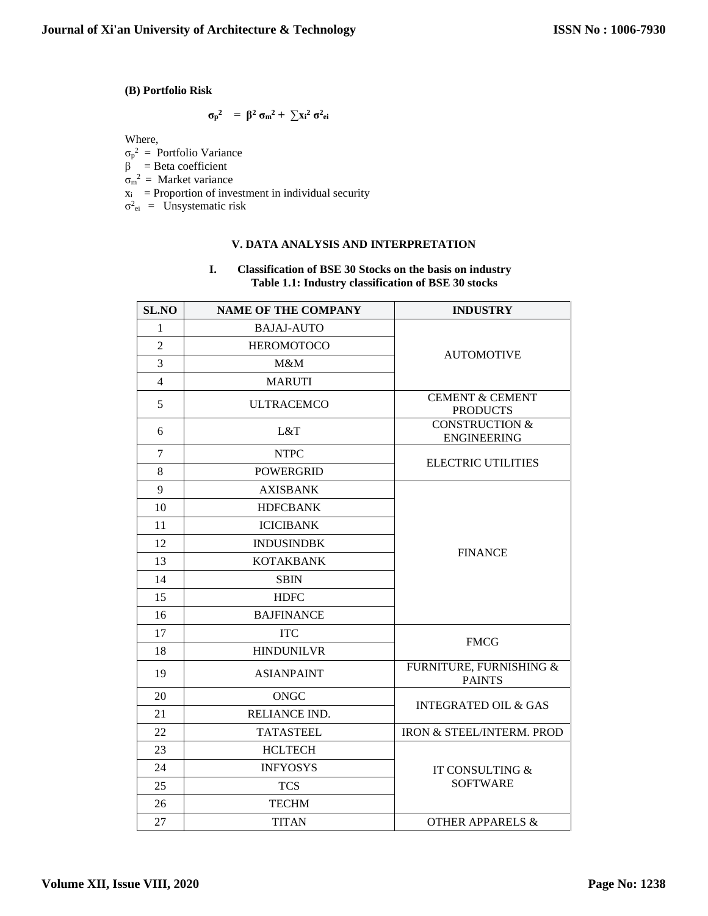**(B) Portfolio Risk**

$$\sigma_p^2 = \beta^2 \sigma_m^2 + \sum x_i^2 \sigma^2_{ei}$$

Where,

$\sigma_p^2$ = Portfolio Variance

$\beta$ = Beta coefficient

$\sigma_m^2$ = Market variance

$x_i$ = Proportion of investment in individual security

$\sigma^2_{ei}$ = Unsystematic risk

## V. DATA ANALYSIS AND INTERPRETATION

### I. Classification of BSE 30 Stocks on the basis on industry

**Table 1.1: Industry classification of BSE 30 stocks**

| SL.NO | NAME OF THE COMPANY | INDUSTRY |
|---|---|---|
| 1 | BAJAJ-AUTO | AUTOMOTIVE |
| 2 | HEROMOTOCO | |
| 3 | M&M | |
| 4 | MARUTI | |
| 5 | ULTRACEMCO | CEMENT & CEMENT PRODUCTS |
| 6 | L&T | CONSTRUCTION & ENGINEERING |
| 7 | NTPC | ELECTRIC UTILITIES |
| 8 | POWERGRID | |
| 9 | AXISBANK | FINANCE |
| 10 | HDFCBANK | |
| 11 | ICICIBANK | |
| 12 | INDUSINDBK | |
| 13 | KOTAKBANK | |
| 14 | SBIN | |
| 15 | HDFC | |
| 16 | BAJFINANCE | |
| 17 | ITC | FMCG |
| 18 | HINDUNILVR | |
| 19 | ASIANPAINT | FURNITURE, FURNISHING & PAINTS |
| 20 | ONGC | INTEGRATED OIL & GAS |
| 21 | RELIANCE IND. | |
| 22 | TATASTEEL | IRON & STEEL/INTERM. PROD |
| 23 | HCLTECH | IT CONSULTING & SOFTWARE |
| 24 | INFYOSYS | |
| 25 | TCS | |
| 26 | TECHM | |
| 27 | TITAN | OTHER APPARELS & |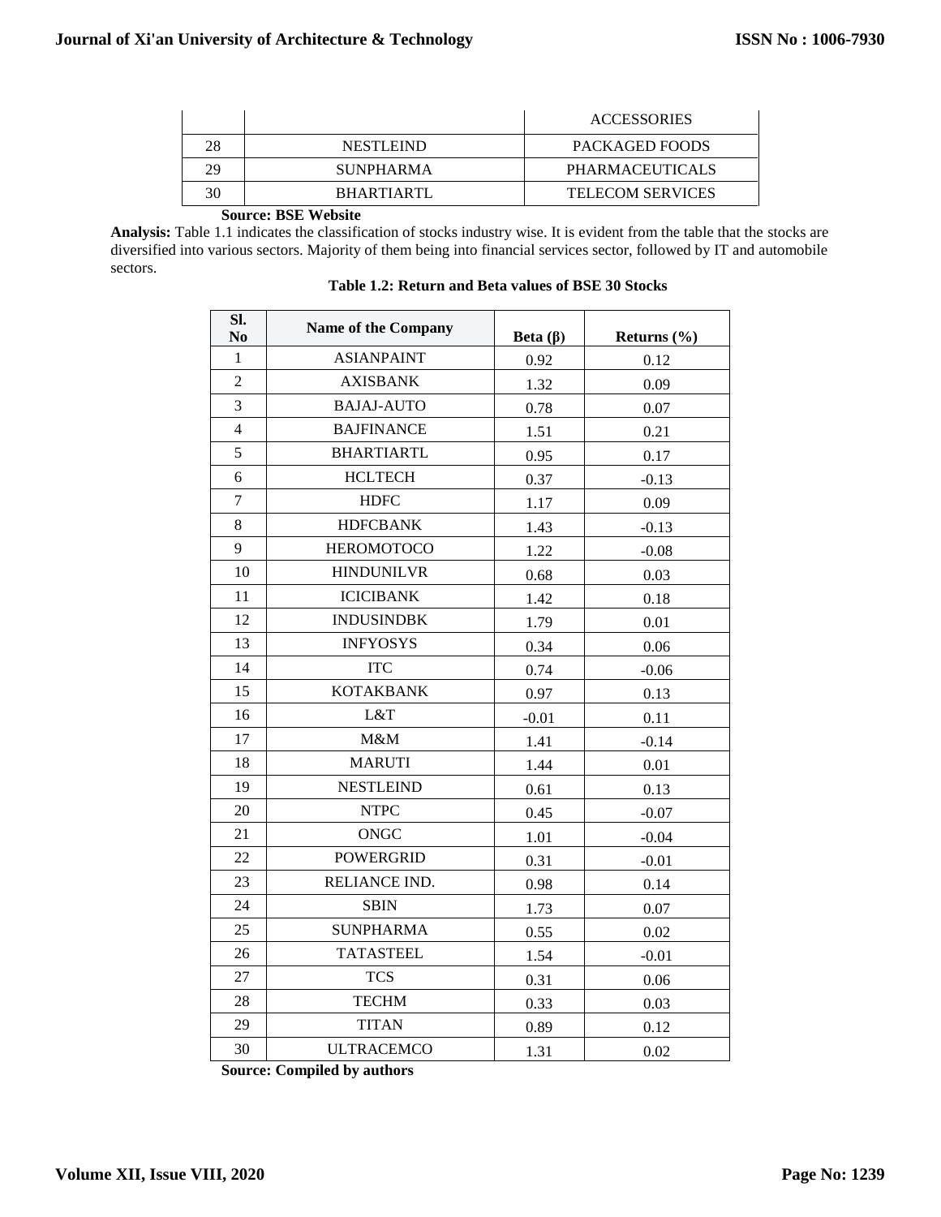| | | |
|---|---|---|
| | | ACCESSORIES |
| 28 | NESTLEIND | PACKAGED FOODS |
| 29 | SUNPHARMA | PHARMACEUTICALS |
| 30 | BHARTIARTL | TELECOM SERVICES |

**Source: BSE Website**

**Analysis:** Table 1.1 indicates the classification of stocks industry wise. It is evident from the table that the stocks are diversified into various sectors. Majority of them being into financial services sector, followed by IT and automobile sectors.

**Table 1.2: Return and Beta values of BSE 30 Stocks**

| Sl. No | Name of the Company | Beta (β) | Returns (%) |
|---|---|---|---|
| 1 | ASIANPAINT | 0.92 | 0.12 |
| 2 | AXISBANK | 1.32 | 0.09 |
| 3 | BAJAJ-AUTO | 0.78 | 0.07 |
| 4 | BAJFINANCE | 1.51 | 0.21 |
| 5 | BHARTIARTL | 0.95 | 0.17 |
| 6 | HCLTECH | 0.37 | -0.13 |
| 7 | HDFC | 1.17 | 0.09 |
| 8 | HDFCBANK | 1.43 | -0.13 |
| 9 | HEROMOTOCO | 1.22 | -0.08 |
| 10 | HINDUNILVR | 0.68 | 0.03 |
| 11 | ICICIBANK | 1.42 | 0.18 |
| 12 | INDUSINDBK | 1.79 | 0.01 |
| 13 | INFYOSYS | 0.34 | 0.06 |
| 14 | ITC | 0.74 | -0.06 |
| 15 | KOTAKBANK | 0.97 | 0.13 |
| 16 | L&T | -0.01 | 0.11 |
| 17 | M&M | 1.41 | -0.14 |
| 18 | MARUTI | 1.44 | 0.01 |
| 19 | NESTLEIND | 0.61 | 0.13 |
| 20 | NTPC | 0.45 | -0.07 |
| 21 | ONGC | 1.01 | -0.04 |
| 22 | POWERGRID | 0.31 | -0.01 |
| 23 | RELIANCE IND. | 0.98 | 0.14 |
| 24 | SBIN | 1.73 | 0.07 |
| 25 | SUNPHARMA | 0.55 | 0.02 |
| 26 | TATASTEEL | 1.54 | -0.01 |
| 27 | TCS | 0.31 | 0.06 |
| 28 | TECHM | 0.33 | 0.03 |
| 29 | TITAN | 0.89 | 0.12 |
| 30 | ULTRACEMCO | 1.31 | 0.02 |

**Source: Compiled by authors**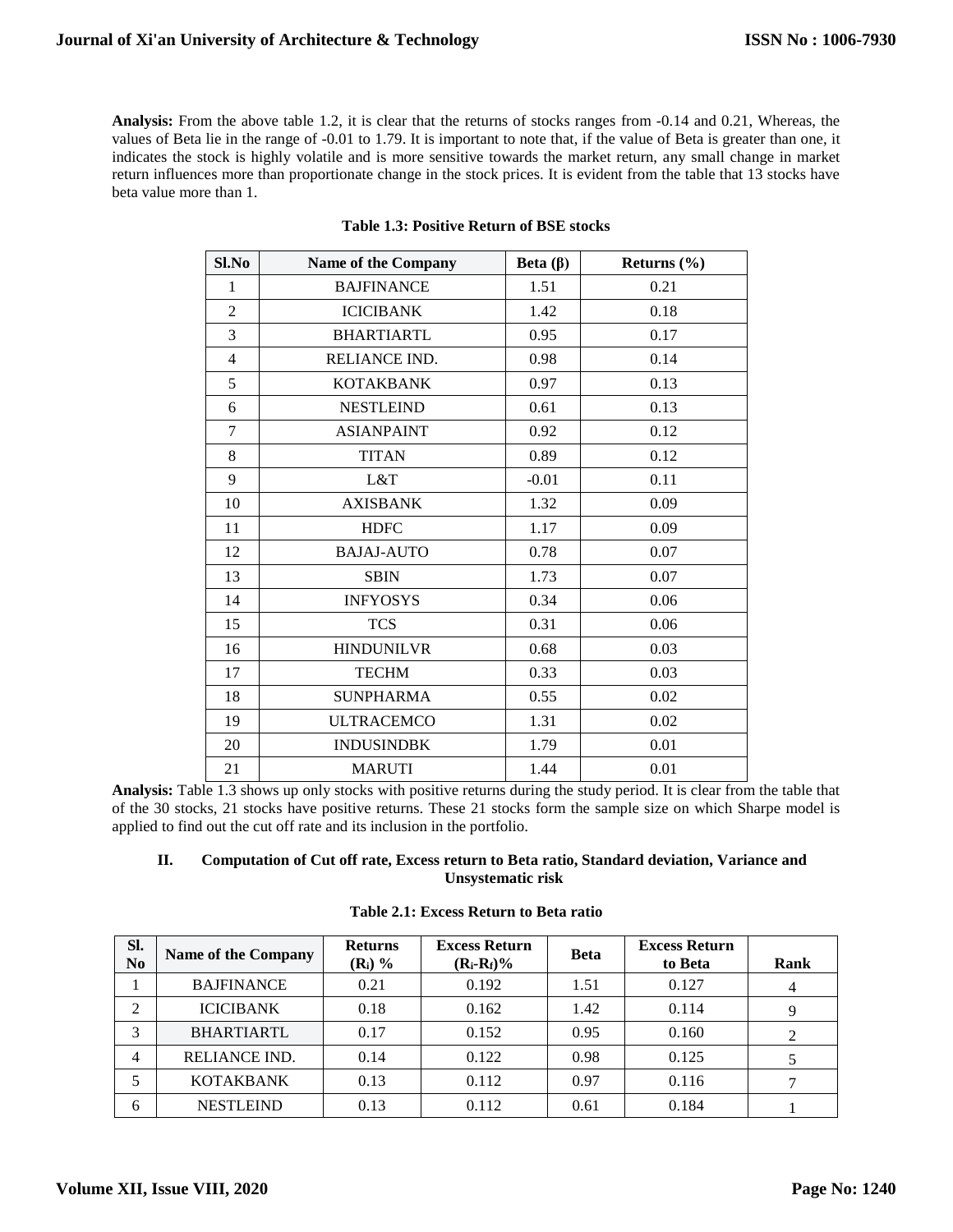**Analysis:** From the above table 1.2, it is clear that the returns of stocks ranges from -0.14 and 0.21, Whereas, the values of Beta lie in the range of -0.01 to 1.79. It is important to note that, if the value of Beta is greater than one, it indicates the stock is highly volatile and is more sensitive towards the market return, any small change in market return influences more than proportionate change in the stock prices. It is evident from the table that 13 stocks have beta value more than 1.

**Table 1.3: Positive Return of BSE stocks**

| Sl.No | Name of the Company | Beta (β) | Returns (%) |
|---|---|---|---|
| 1 | BAJFINANCE | 1.51 | 0.21 |
| 2 | ICICIBANK | 1.42 | 0.18 |
| 3 | BHARTIARTL | 0.95 | 0.17 |
| 4 | RELIANCE IND. | 0.98 | 0.14 |
| 5 | KOTAKBANK | 0.97 | 0.13 |
| 6 | NESTLEIND | 0.61 | 0.13 |
| 7 | ASIANPAINT | 0.92 | 0.12 |
| 8 | TITAN | 0.89 | 0.12 |
| 9 | L&T | -0.01 | 0.11 |
| 10 | AXISBANK | 1.32 | 0.09 |
| 11 | HDFC | 1.17 | 0.09 |
| 12 | BAJAJ-AUTO | 0.78 | 0.07 |
| 13 | SBIN | 1.73 | 0.07 |
| 14 | INFYOSYS | 0.34 | 0.06 |
| 15 | TCS | 0.31 | 0.06 |
| 16 | HINDUNILVR | 0.68 | 0.03 |
| 17 | TECHM | 0.33 | 0.03 |
| 18 | SUNPHARMA | 0.55 | 0.02 |
| 19 | ULTRACEMCO | 1.31 | 0.02 |
| 20 | INDUSINDBK | 1.79 | 0.01 |
| 21 | MARUTI | 1.44 | 0.01 |

**Analysis:** Table 1.3 shows up only stocks with positive returns during the study period. It is clear from the table that of the 30 stocks, 21 stocks have positive returns. These 21 stocks form the sample size on which Sharpe model is applied to find out the cut off rate and its inclusion in the portfolio.

## II. Computation of Cut off rate, Excess return to Beta ratio, Standard deviation, Variance and Unsystematic risk

**Table 2.1: Excess Return to Beta ratio**

| Sl. No | Name of the Company | Returns ($R_i$) % | Excess Return ($R_i$-$R_f$)% | Beta | Excess Return to Beta | Rank |
|---|---|---|---|---|---|---|
| 1 | BAJFINANCE | 0.21 | 0.192 | 1.51 | 0.127 | 4 |
| 2 | ICICIBANK | 0.18 | 0.162 | 1.42 | 0.114 | 9 |
| 3 | BHARTIARTL | 0.17 | 0.152 | 0.95 | 0.160 | 2 |
| 4 | RELIANCE IND. | 0.14 | 0.122 | 0.98 | 0.125 | 5 |
| 5 | KOTAKBANK | 0.13 | 0.112 | 0.97 | 0.116 | 7 |
| 6 | NESTLEIND | 0.13 | 0.112 | 0.61 | 0.184 | 1 |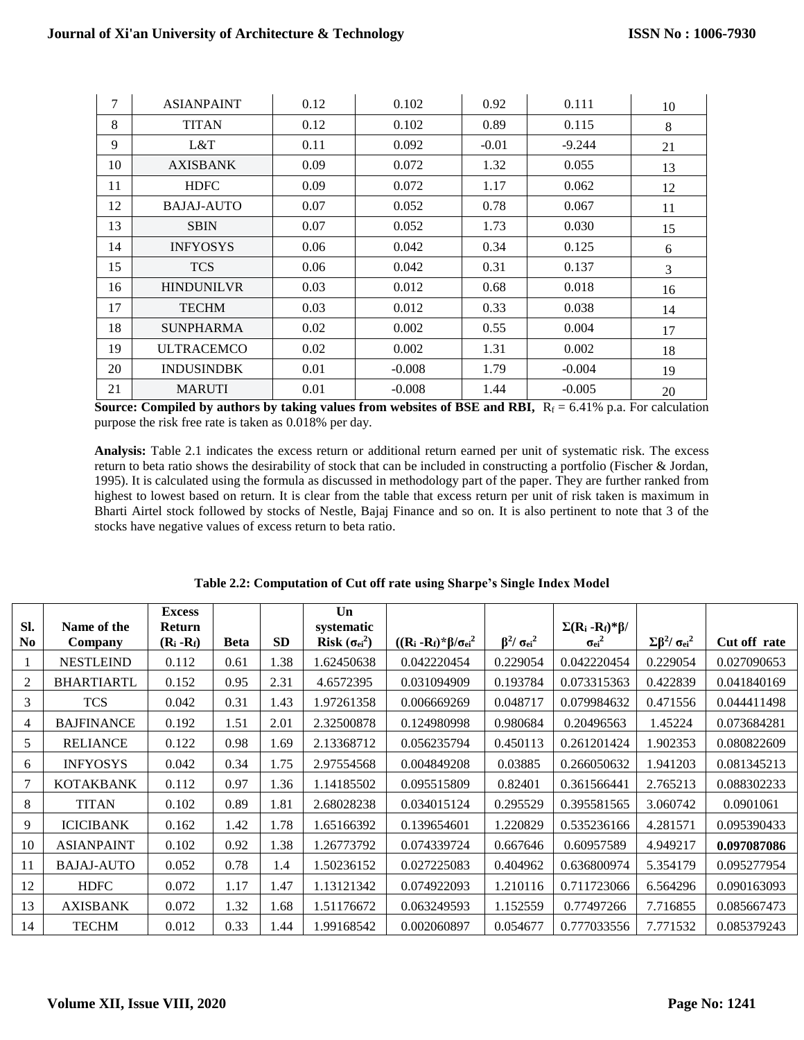| | | | | | | |
|---|---|---|---|---|---|---|
| 7 | ASIANPAINT | 0.12 | 0.102 | 0.92 | 0.111 | 10 |
| 8 | TITAN | 0.12 | 0.102 | 0.89 | 0.115 | 8 |
| 9 | L&T | 0.11 | 0.092 | -0.01 | -9.244 | 21 |
| 10 | AXISBANK | 0.09 | 0.072 | 1.32 | 0.055 | 13 |
| 11 | HDFC | 0.09 | 0.072 | 1.17 | 0.062 | 12 |
| 12 | BAJAJ-AUTO | 0.07 | 0.052 | 0.78 | 0.067 | 11 |
| 13 | SBIN | 0.07 | 0.052 | 1.73 | 0.030 | 15 |
| 14 | INFYOSYS | 0.06 | 0.042 | 0.34 | 0.125 | 6 |
| 15 | TCS | 0.06 | 0.042 | 0.31 | 0.137 | 3 |
| 16 | HINDUNILVR | 0.03 | 0.012 | 0.68 | 0.018 | 16 |
| 17 | TECHM | 0.03 | 0.012 | 0.33 | 0.038 | 14 |
| 18 | SUNPHARMA | 0.02 | 0.002 | 0.55 | 0.004 | 17 |
| 19 | ULTRACEMCO | 0.02 | 0.002 | 1.31 | 0.002 | 18 |
| 20 | INDUSINDBK | 0.01 | -0.008 | 1.79 | -0.004 | 19 |
| 21 | MARUTI | 0.01 | -0.008 | 1.44 | -0.005 | 20 |

**Source: Compiled by authors by taking values from websites of BSE and RBI,** $R_f$ = 6.41% p.a. For calculation purpose the risk free rate is taken as 0.018% per day.

**Analysis:** Table 2.1 indicates the excess return or additional return earned per unit of systematic risk. The excess return to beta ratio shows the desirability of stock that can be included in constructing a portfolio (Fischer & Jordan, 1995). It is calculated using the formula as discussed in methodology part of the paper. They are further ranked from highest to lowest based on return. It is clear from the table that excess return per unit of risk taken is maximum in Bharti Airtel stock followed by stocks of Nestle, Bajaj Finance and so on. It is also pertinent to note that 3 of the stocks have negative values of excess return to beta ratio.

**Table 2.2: Computation of Cut off rate using Sharpe's Single Index Model**

| Sl. No | Name of the Company | Excess Return ($R_i$ -$R_f$) | Beta | SD | Un systematic Risk ($\sigma_{ei}^2$) | $((R_i - R_f)*\beta/\sigma_{ei}^2$ | $\beta^2/\sigma_{ei}^2$ | $\Sigma(R_i - R_f)*\beta/\sigma_{ei}^2$ | $\Sigma\beta^2/\sigma_{ei}^2$ | Cut off rate |
|---|---|---|---|---|---|---|---|---|---|---|
| 1 | NESTLEIND | 0.112 | 0.61 | 1.38 | 1.62450638 | 0.042220454 | 0.229054 | 0.042220454 | 0.229054 | 0.027090653 |
| 2 | BHARTIARTL | 0.152 | 0.95 | 2.31 | 4.6572395 | 0.031094909 | 0.193784 | 0.073315363 | 0.422839 | 0.041840169 |
| 3 | TCS | 0.042 | 0.31 | 1.43 | 1.97261358 | 0.006669269 | 0.048717 | 0.079984632 | 0.471556 | 0.044411498 |
| 4 | BAJFINANCE | 0.192 | 1.51 | 2.01 | 2.32500878 | 0.124980998 | 0.980684 | 0.20496563 | 1.45224 | 0.073684281 |
| 5 | RELIANCE | 0.122 | 0.98 | 1.69 | 2.13368712 | 0.056235794 | 0.450113 | 0.261201424 | 1.902353 | 0.080822609 |
| 6 | INFYOSYS | 0.042 | 0.34 | 1.75 | 2.97554568 | 0.004849208 | 0.03885 | 0.266050632 | 1.941203 | 0.081345213 |
| 7 | KOTAKBANK | 0.112 | 0.97 | 1.36 | 1.14185502 | 0.095515809 | 0.82401 | 0.361566441 | 2.765213 | 0.088302233 |
| 8 | TITAN | 0.102 | 0.89 | 1.81 | 2.68028238 | 0.034015124 | 0.295529 | 0.395581565 | 3.060742 | 0.0901061 |
| 9 | ICICIBANK | 0.162 | 1.42 | 1.78 | 1.65166392 | 0.139654601 | 1.220829 | 0.535236166 | 4.281571 | 0.095390433 |
| 10 | ASIANPAINT | 0.102 | 0.92 | 1.38 | 1.26773792 | 0.074339724 | 0.667646 | 0.60957589 | 4.949217 | **0.097087086** |
| 11 | BAJAJ-AUTO | 0.052 | 0.78 | 1.4 | 1.50236152 | 0.027225083 | 0.404962 | 0.636800974 | 5.354179 | 0.095277954 |
| 12 | HDFC | 0.072 | 1.17 | 1.47 | 1.13121342 | 0.074922093 | 1.210116 | 0.711723066 | 6.564296 | 0.090163093 |
| 13 | AXISBANK | 0.072 | 1.32 | 1.68 | 1.51176672 | 0.063249593 | 1.152559 | 0.77497266 | 7.716855 | 0.085667473 |
| 14 | TECHM | 0.012 | 0.33 | 1.44 | 1.99168542 | 0.002060897 | 0.054677 | 0.777033556 | 7.771532 | 0.085379243 |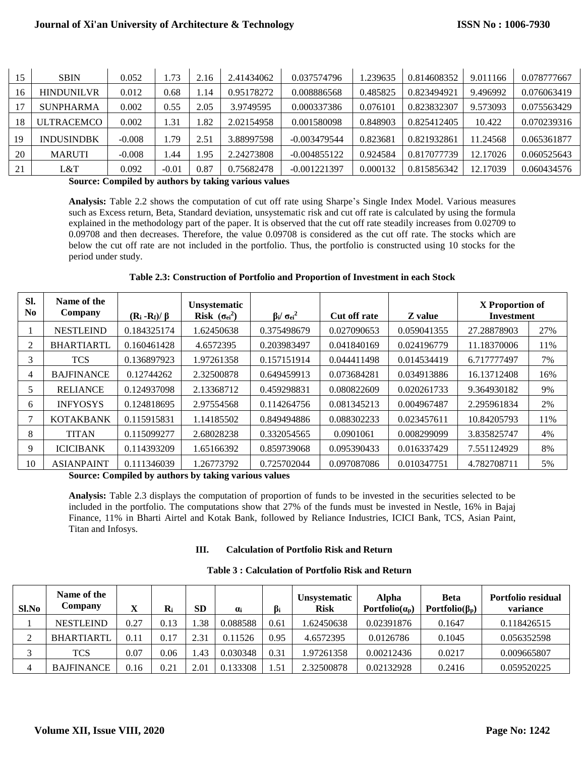| | | | | | | | | | | |
|---|---|---|---|---|---|---|---|---|---|---|
| 15 | SBIN | 0.052 | 1.73 | 2.16 | 2.41434062 | 0.037574796 | 1.239635 | 0.814608352 | 9.011166 | 0.078777667 |
| 16 | HINDUNILVR | 0.012 | 0.68 | 1.14 | 0.95178272 | 0.008886568 | 0.485825 | 0.823494921 | 9.496992 | 0.076063419 |
| 17 | SUNPHARMA | 0.002 | 0.55 | 2.05 | 3.9749595 | 0.000337386 | 0.076101 | 0.823832307 | 9.573093 | 0.075563429 |
| 18 | ULTRACEMCO | 0.002 | 1.31 | 1.82 | 2.02154958 | 0.001580098 | 0.848903 | 0.825412405 | 10.422 | 0.070239316 |
| 19 | INDUSINDBK | -0.008 | 1.79 | 2.51 | 3.88997598 | -0.003479544 | 0.823681 | 0.821932861 | 11.24568 | 0.065361877 |
| 20 | MARUTI | -0.008 | 1.44 | 1.95 | 2.24273808 | -0.004855122 | 0.924584 | 0.817077739 | 12.17026 | 0.060525643 |
| 21 | L&T | 0.092 | -0.01 | 0.87 | 0.75682478 | -0.001221397 | 0.000132 | 0.815856342 | 12.17039 | 0.060434576 |

**Source: Compiled by authors by taking various values**

**Analysis:** Table 2.2 shows the computation of cut off rate using Sharpe's Single Index Model. Various measures such as Excess return, Beta, Standard deviation, unsystematic risk and cut off rate is calculated by using the formula explained in the methodology part of the paper. It is observed that the cut off rate steadily increases from 0.02709 to 0.09708 and then decreases. Therefore, the value 0.09708 is considered as the cut off rate. The stocks which are below the cut off rate are not included in the portfolio. Thus, the portfolio is constructed using 10 stocks for the period under study.

**Table 2.3: Construction of Portfolio and Proportion of Investment in each Stock**

| Sl. No | Name of the Company | $(R_i - R_f)/\beta$ | Unsystematic Risk $(\sigma_{ei}^2)$ | $\beta_i/\sigma_{ei}^2$ | Cut off rate | Z value | X Proportion of Investment | |
|---|---|---|---|---|---|---|---|---|
| 1 | NESTLEIND | 0.184325174 | 1.62450638 | 0.375498679 | 0.027090653 | 0.059041355 | 27.28878903 | 27% |
| 2 | BHARTIARTL | 0.160461428 | 4.6572395 | 0.203983497 | 0.041840169 | 0.024196779 | 11.18370006 | 11% |
| 3 | TCS | 0.136897923 | 1.97261358 | 0.157151914 | 0.044411498 | 0.014534419 | 6.717777497 | 7% |
| 4 | BAJFINANCE | 0.12744262 | 2.32500878 | 0.649459913 | 0.073684281 | 0.034913886 | 16.13712408 | 16% |
| 5 | RELIANCE | 0.124937098 | 2.13368712 | 0.459298831 | 0.080822609 | 0.020261733 | 9.364930182 | 9% |
| 6 | INFYOSYS | 0.124818695 | 2.97554568 | 0.114264756 | 0.081345213 | 0.004967487 | 2.295961834 | 2% |
| 7 | KOTAKBANK | 0.115915831 | 1.14185502 | 0.849494886 | 0.088302233 | 0.023457611 | 10.84205793 | 11% |
| 8 | TITAN | 0.115099277 | 2.68028238 | 0.332054565 | 0.0901061 | 0.008299099 | 3.835825747 | 4% |
| 9 | ICICIBANK | 0.114393209 | 1.65166392 | 0.859739068 | 0.095390433 | 0.016337429 | 7.551124929 | 8% |
| 10 | ASIANPAINT | 0.111346039 | 1.26773792 | 0.725702044 | 0.097087086 | 0.010347751 | 4.782708711 | 5% |

**Source: Compiled by authors by taking various values**

**Analysis:** Table 2.3 displays the computation of proportion of funds to be invested in the securities selected to be included in the portfolio. The computations show that 27% of the funds must be invested in Nestle, 16% in Bajaj Finance, 11% in Bharti Airtel and Kotak Bank, followed by Reliance Industries, ICICI Bank, TCS, Asian Paint, Titan and Infosys.

## III. Calculation of Portfolio Risk and Return

**Table 3 : Calculation of Portfolio Risk and Return**

| Sl.No | Name of the Company | X | $R_i$ | SD | $\alpha_i$ | $\beta_i$ | Unsystematic Risk | Alpha Portfolio($\alpha_p$) | Beta Portfolio($\beta_p$) | Portfolio residual variance |
|---|---|---|---|---|---|---|---|---|---|---|
| 1 | NESTLEIND | 0.27 | 0.13 | 1.38 | 0.088588 | 0.61 | 1.62450638 | 0.02391876 | 0.1647 | 0.118426515 |
| 2 | BHARTIARTL | 0.11 | 0.17 | 2.31 | 0.11526 | 0.95 | 4.6572395 | 0.0126786 | 0.1045 | 0.056352598 |
| 3 | TCS | 0.07 | 0.06 | 1.43 | 0.030348 | 0.31 | 1.97261358 | 0.00212436 | 0.0217 | 0.009665807 |
| 4 | BAJFINANCE | 0.16 | 0.21 | 2.01 | 0.133308 | 1.51 | 2.32500878 | 0.02132928 | 0.2416 | 0.059520225 |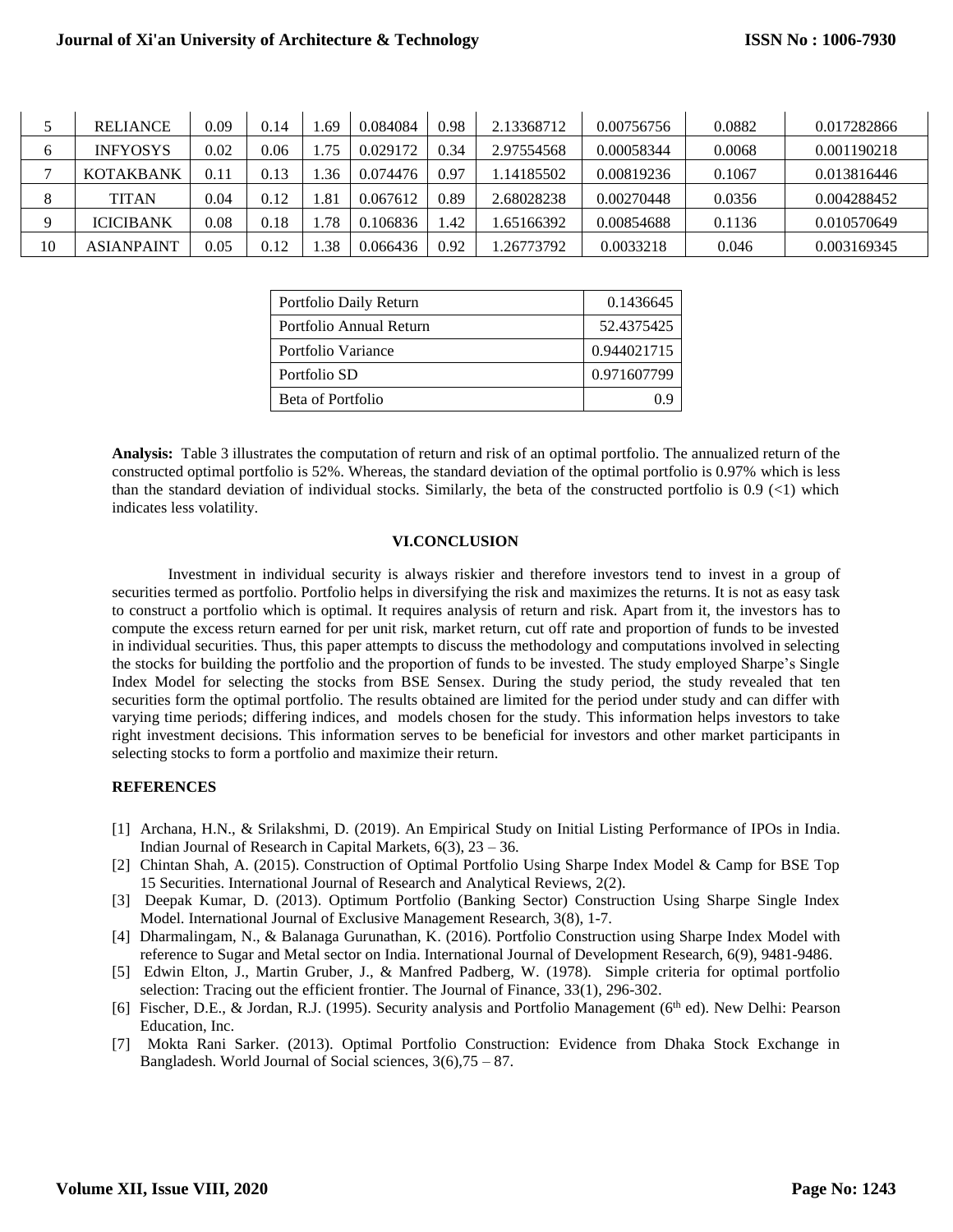| | | | | | | | | | | |
|---|---|---|---|---|---|---|---|---|---|---|
| 5 | RELIANCE | 0.09 | 0.14 | 1.69 | 0.084084 | 0.98 | 2.13368712 | 0.00756756 | 0.0882 | 0.017282866 |
| 6 | INFYOSYS | 0.02 | 0.06 | 1.75 | 0.029172 | 0.34 | 2.97554568 | 0.00058344 | 0.0068 | 0.001190218 |
| 7 | KOTAKBANK | 0.11 | 0.13 | 1.36 | 0.074476 | 0.97 | 1.14185502 | 0.00819236 | 0.1067 | 0.013816446 |
| 8 | TITAN | 0.04 | 0.12 | 1.81 | 0.067612 | 0.89 | 2.68028238 | 0.00270448 | 0.0356 | 0.004288452 |
| 9 | ICICIBANK | 0.08 | 0.18 | 1.78 | 0.106836 | 1.42 | 1.65166392 | 0.00854688 | 0.1136 | 0.010570649 |
| 10 | ASIANPAINT | 0.05 | 0.12 | 1.38 | 0.066436 | 0.92 | 1.26773792 | 0.0033218 | 0.046 | 0.003169345 |

| | |
|---|---|
| Portfolio Daily Return | 0.1436645 |
| Portfolio Annual Return | 52.4375425 |
| Portfolio Variance | 0.944021715 |
| Portfolio SD | 0.971607799 |
| Beta of Portfolio | 0.9 |

**Analysis:** Table 3 illustrates the computation of return and risk of an optimal portfolio. The annualized return of the constructed optimal portfolio is 52%. Whereas, the standard deviation of the optimal portfolio is 0.97% which is less than the standard deviation of individual stocks. Similarly, the beta of the constructed portfolio is 0.9 (<1) which indicates less volatility.

## VI.CONCLUSION

Investment in individual security is always riskier and therefore investors tend to invest in a group of securities termed as portfolio. Portfolio helps in diversifying the risk and maximizes the returns. It is not as easy task to construct a portfolio which is optimal. It requires analysis of return and risk. Apart from it, the investors has to compute the excess return earned for per unit risk, market return, cut off rate and proportion of funds to be invested in individual securities. Thus, this paper attempts to discuss the methodology and computations involved in selecting the stocks for building the portfolio and the proportion of funds to be invested. The study employed Sharpe's Single Index Model for selecting the stocks from BSE Sensex. During the study period, the study revealed that ten securities form the optimal portfolio. The results obtained are limited for the period under study and can differ with varying time periods; differing indices, and models chosen for the study. This information helps investors to take right investment decisions. This information serves to be beneficial for investors and other market participants in selecting stocks to form a portfolio and maximize their return.

## REFERENCES

[1] Archana, H.N., & Srilakshmi, D. (2019). An Empirical Study on Initial Listing Performance of IPOs in India. Indian Journal of Research in Capital Markets, 6(3), 23 – 36.

[2] Chintan Shah, A. (2015). Construction of Optimal Portfolio Using Sharpe Index Model & Camp for BSE Top 15 Securities. International Journal of Research and Analytical Reviews, 2(2).

[3] Deepak Kumar, D. (2013). Optimum Portfolio (Banking Sector) Construction Using Sharpe Single Index Model. International Journal of Exclusive Management Research, 3(8), 1-7.

[4] Dharmalingam, N., & Balanaga Gurunathan, K. (2016). Portfolio Construction using Sharpe Index Model with reference to Sugar and Metal sector on India. International Journal of Development Research, 6(9), 9481-9486.

[5] Edwin Elton, J., Martin Gruber, J., & Manfred Padberg, W. (1978). Simple criteria for optimal portfolio selection: Tracing out the efficient frontier. The Journal of Finance, 33(1), 296-302.

[6] Fischer, D.E., & Jordan, R.J. (1995). Security analysis and Portfolio Management (6th ed). New Delhi: Pearson Education, Inc.

[7] Mokta Rani Sarker. (2013). Optimal Portfolio Construction: Evidence from Dhaka Stock Exchange in Bangladesh. World Journal of Social sciences, 3(6),75 – 87.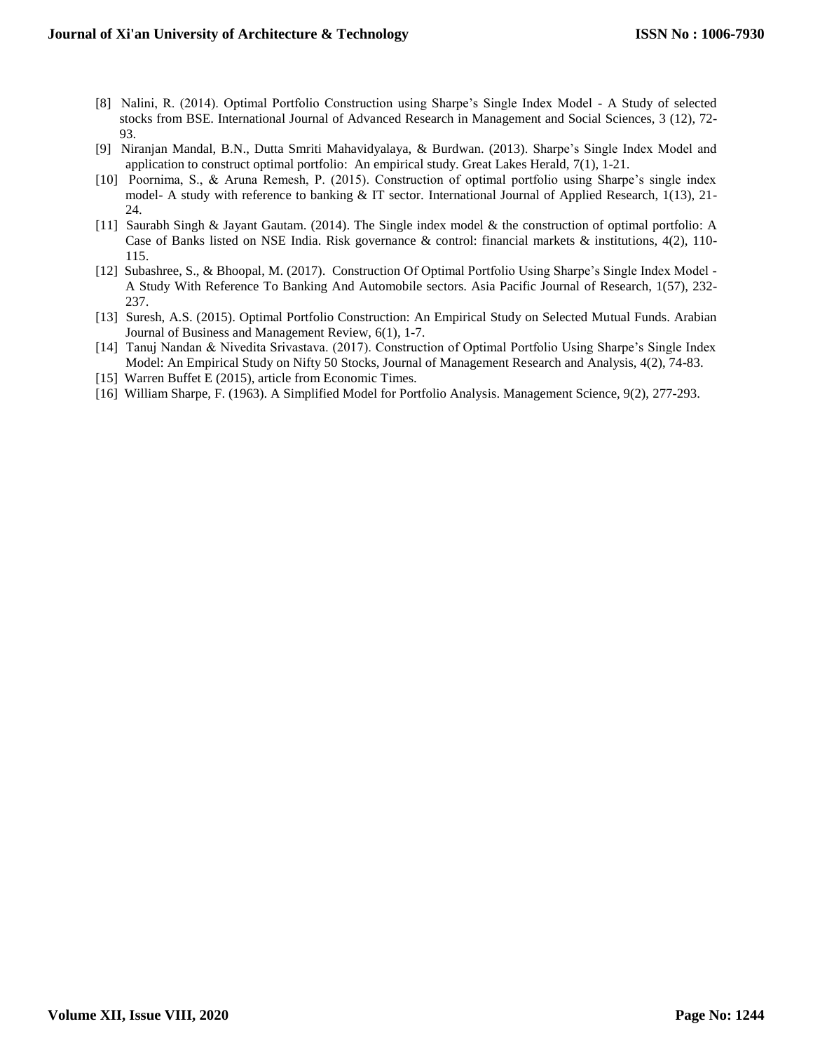[8] Nalini, R. (2014). Optimal Portfolio Construction using Sharpe's Single Index Model - A Study of selected stocks from BSE. International Journal of Advanced Research in Management and Social Sciences, 3 (12), 72-93.

[9] Niranjan Mandal, B.N., Dutta Smriti Mahavidyalaya, & Burdwan. (2013). Sharpe's Single Index Model and application to construct optimal portfolio: An empirical study. Great Lakes Herald, 7(1), 1-21.

[10] Poornima, S., & Aruna Remesh, P. (2015). Construction of optimal portfolio using Sharpe's single index model- A study with reference to banking & IT sector. International Journal of Applied Research, 1(13), 21-24.

[11] Saurabh Singh & Jayant Gautam. (2014). The Single index model & the construction of optimal portfolio: A Case of Banks listed on NSE India. Risk governance & control: financial markets & institutions, 4(2), 110-115.

[12] Subashree, S., & Bhoopal, M. (2017). Construction Of Optimal Portfolio Using Sharpe's Single Index Model - A Study With Reference To Banking And Automobile sectors. Asia Pacific Journal of Research, 1(57), 232-237.

[13] Suresh, A.S. (2015). Optimal Portfolio Construction: An Empirical Study on Selected Mutual Funds. Arabian Journal of Business and Management Review, 6(1), 1-7.

[14] Tanuj Nandan & Nivedita Srivastava. (2017). Construction of Optimal Portfolio Using Sharpe's Single Index Model: An Empirical Study on Nifty 50 Stocks, Journal of Management Research and Analysis, 4(2), 74-83.

[15] Warren Buffet E (2015), article from Economic Times.

[16] William Sharpe, F. (1963). A Simplified Model for Portfolio Analysis. Management Science, 9(2), 277-293.